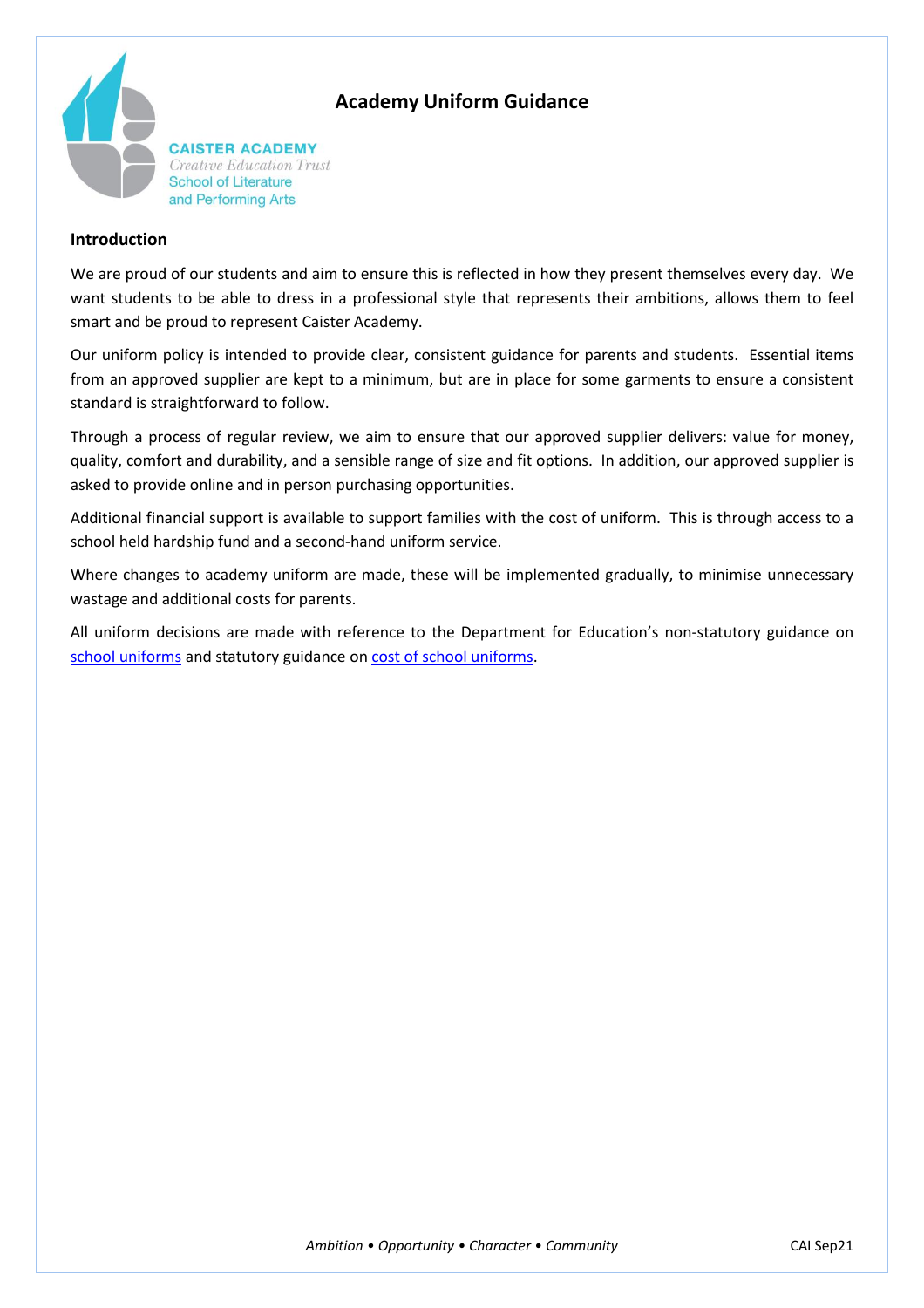# Academy Uniform Guidance

CAISTER ACADEMY
Creative Education Trust
School of Literature
and Performing Arts

## Introduction

We are proud of our students and aim to ensure this is reflected in how they present themselves every day. We want students to be able to dress in a professional style that represents their ambitions, allows them to feel smart and be proud to represent Caister Academy.

Our uniform policy is intended to provide clear, consistent guidance for parents and students. Essential items from an approved supplier are kept to a minimum, but are in place for some garments to ensure a consistent standard is straightforward to follow.

Through a process of regular review, we aim to ensure that our approved supplier delivers: value for money, quality, comfort and durability, and a sensible range of size and fit options. In addition, our approved supplier is asked to provide online and in person purchasing opportunities.

Additional financial support is available to support families with the cost of uniform. This is through access to a school held hardship fund and a second-hand uniform service.

Where changes to academy uniform are made, these will be implemented gradually, to minimise unnecessary wastage and additional costs for parents.

All uniform decisions are made with reference to the Department for Education's non-statutory guidance on school uniforms and statutory guidance on cost of school uniforms.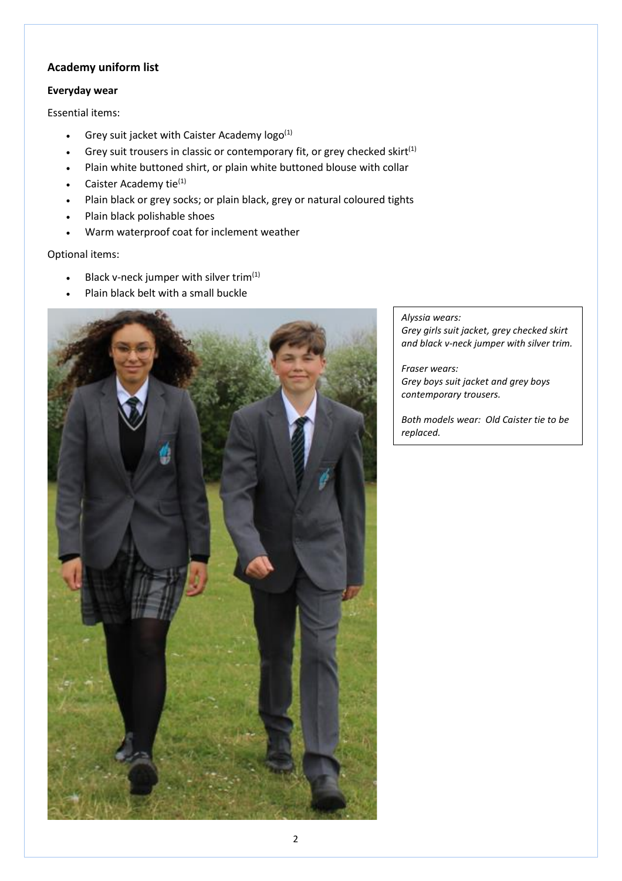## Academy uniform list

### Everyday wear

Essential items:

- Grey suit jacket with Caister Academy logo[1]
- Grey suit trousers in classic or contemporary fit, or grey checked skirt[1]
- Plain white buttoned shirt, or plain white buttoned blouse with collar
- Caister Academy tie[1]
- Plain black or grey socks; or plain black, grey or natural coloured tights
- Plain black polishable shoes
- Warm waterproof coat for inclement weather

Optional items:

- Black v-neck jumper with silver trim[1]
- Plain black belt with a small buckle

*Alyssia wears:*
*Grey girls suit jacket, grey checked skirt and black v-neck jumper with silver trim.*

*Fraser wears:*
*Grey boys suit jacket and grey boys contemporary trousers.*

*Both models wear: Old Caister tie to be replaced.*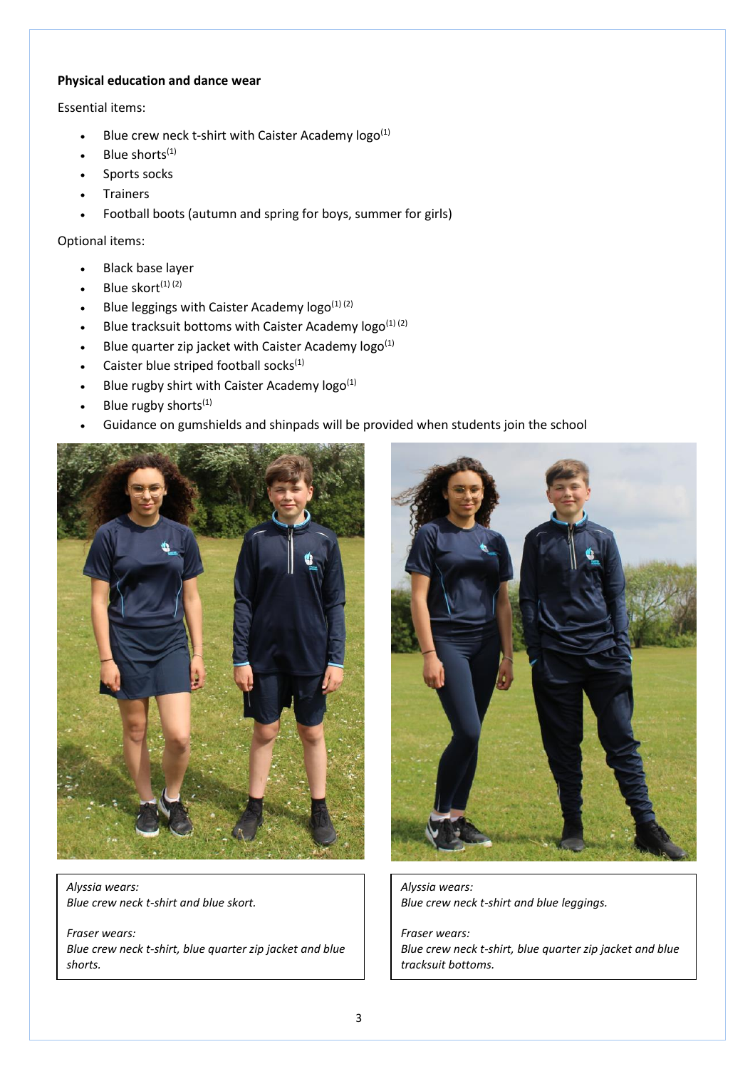**Physical education and dance wear**

Essential items:

- Blue crew neck t-shirt with Caister Academy logo[1]
- Blue shorts[1]
- Sports socks
- Trainers
- Football boots (autumn and spring for boys, summer for girls)

Optional items:

- Black base layer
- Blue skort[1] [2]
- Blue leggings with Caister Academy logo[1] [2]
- Blue tracksuit bottoms with Caister Academy logo[1] [2]
- Blue quarter zip jacket with Caister Academy logo[1]
- Caister blue striped football socks[1]
- Blue rugby shirt with Caister Academy logo[1]
- Blue rugby shorts[1]
- Guidance on gumshields and shinpads will be provided when students join the school

*Alyssia wears:*
*Blue crew neck t-shirt and blue skort.*

*Fraser wears:*
*Blue crew neck t-shirt, blue quarter zip jacket and blue shorts.*

*Alyssia wears:*
*Blue crew neck t-shirt and blue leggings.*

*Fraser wears:*
*Blue crew neck t-shirt, blue quarter zip jacket and blue tracksuit bottoms.*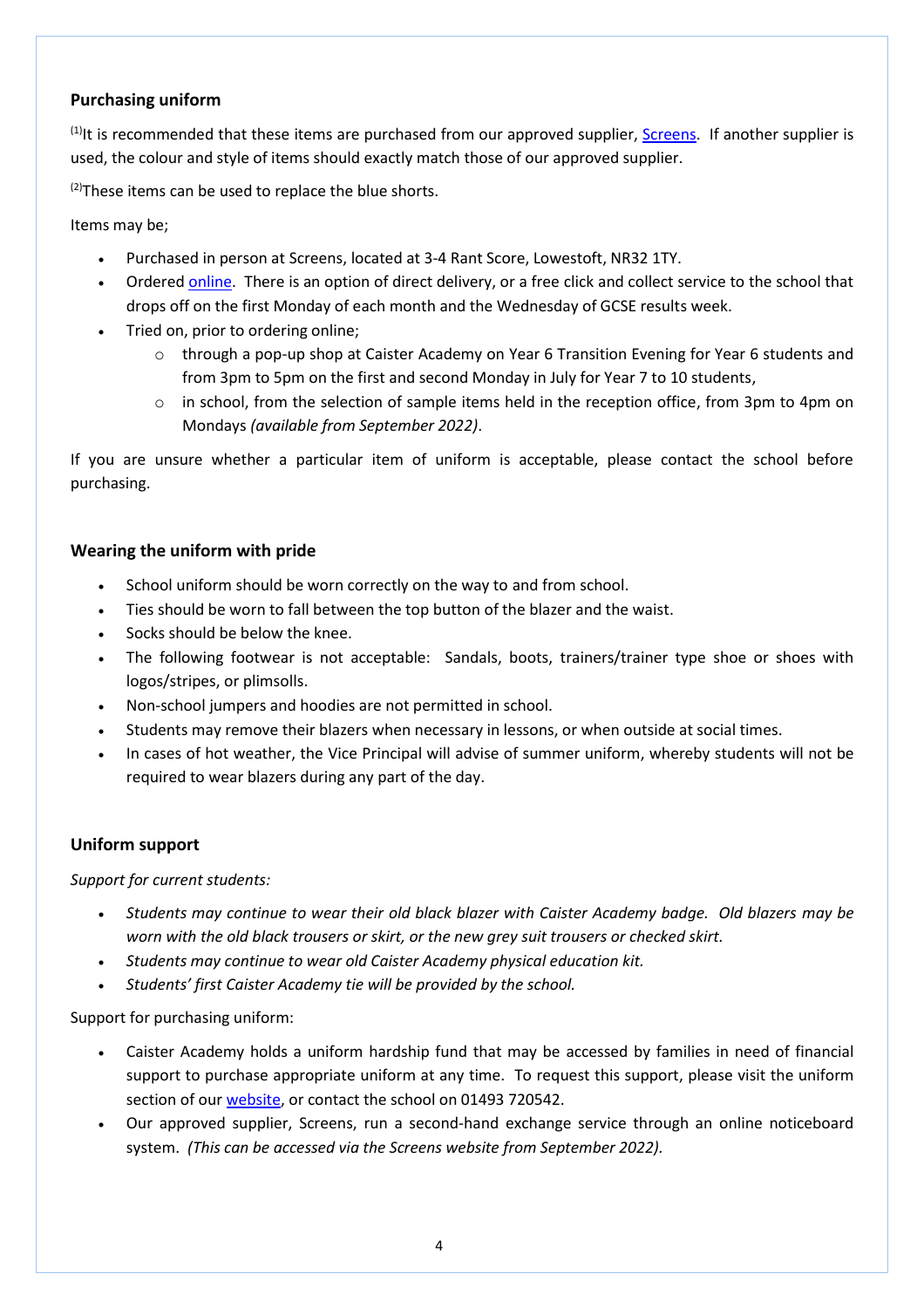## Purchasing uniform

[1]It is recommended that these items are purchased from our approved supplier, Screens. If another supplier is used, the colour and style of items should exactly match those of our approved supplier.

[2]These items can be used to replace the blue shorts.

Items may be;

- Purchased in person at Screens, located at 3-4 Rant Score, Lowestoft, NR32 1TY.
- Ordered online. There is an option of direct delivery, or a free click and collect service to the school that drops off on the first Monday of each month and the Wednesday of GCSE results week.
- Tried on, prior to ordering online;
  - through a pop-up shop at Caister Academy on Year 6 Transition Evening for Year 6 students and from 3pm to 5pm on the first and second Monday in July for Year 7 to 10 students,
  - in school, from the selection of sample items held in the reception office, from 3pm to 4pm on Mondays *(available from September 2022)*.

If you are unsure whether a particular item of uniform is acceptable, please contact the school before purchasing.

## Wearing the uniform with pride

- School uniform should be worn correctly on the way to and from school.
- Ties should be worn to fall between the top button of the blazer and the waist.
- Socks should be below the knee.
- The following footwear is not acceptable: Sandals, boots, trainers/trainer type shoe or shoes with logos/stripes, or plimsolls.
- Non-school jumpers and hoodies are not permitted in school.
- Students may remove their blazers when necessary in lessons, or when outside at social times.
- In cases of hot weather, the Vice Principal will advise of summer uniform, whereby students will not be required to wear blazers during any part of the day.

## Uniform support

*Support for current students:*

- *Students may continue to wear their old black blazer with Caister Academy badge. Old blazers may be worn with the old black trousers or skirt, or the new grey suit trousers or checked skirt.*
- *Students may continue to wear old Caister Academy physical education kit.*
- *Students' first Caister Academy tie will be provided by the school.*

Support for purchasing uniform:

- Caister Academy holds a uniform hardship fund that may be accessed by families in need of financial support to purchase appropriate uniform at any time. To request this support, please visit the uniform section of our website, or contact the school on 01493 720542.
- Our approved supplier, Screens, run a second-hand exchange service through an online noticeboard system. *(This can be accessed via the Screens website from September 2022).*